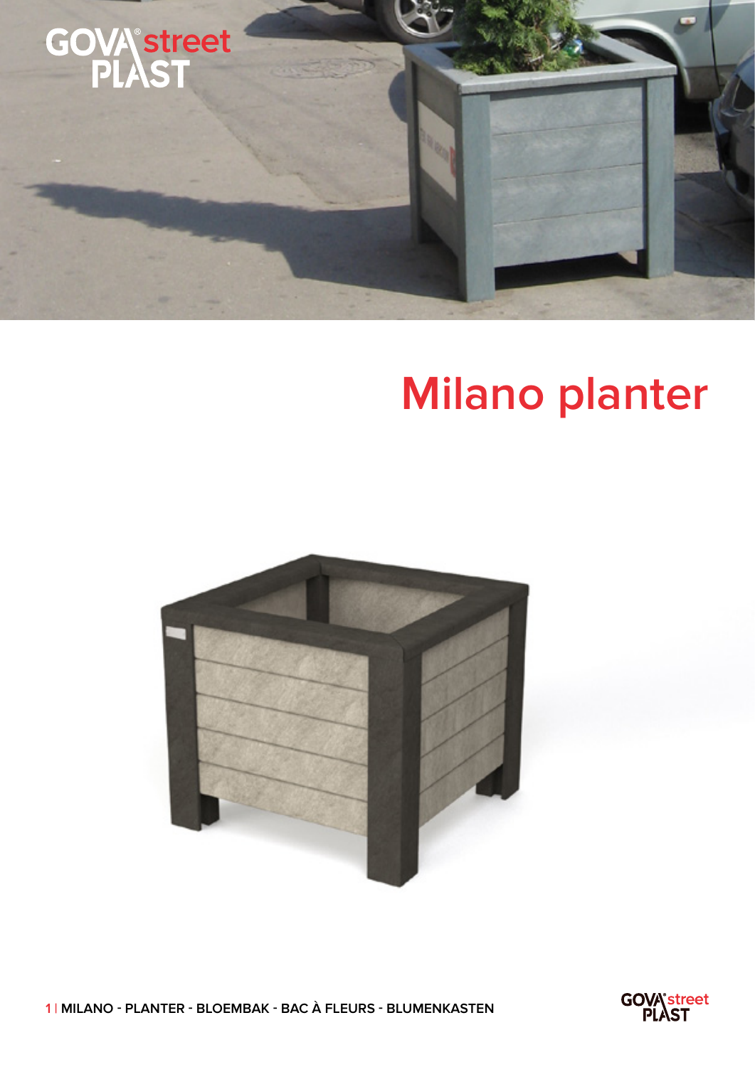GOVA street PLAST

# Milano planter

MILANO - PLANTER - BLOEMBAK - BAC À FLEURS - BLUMENKASTEN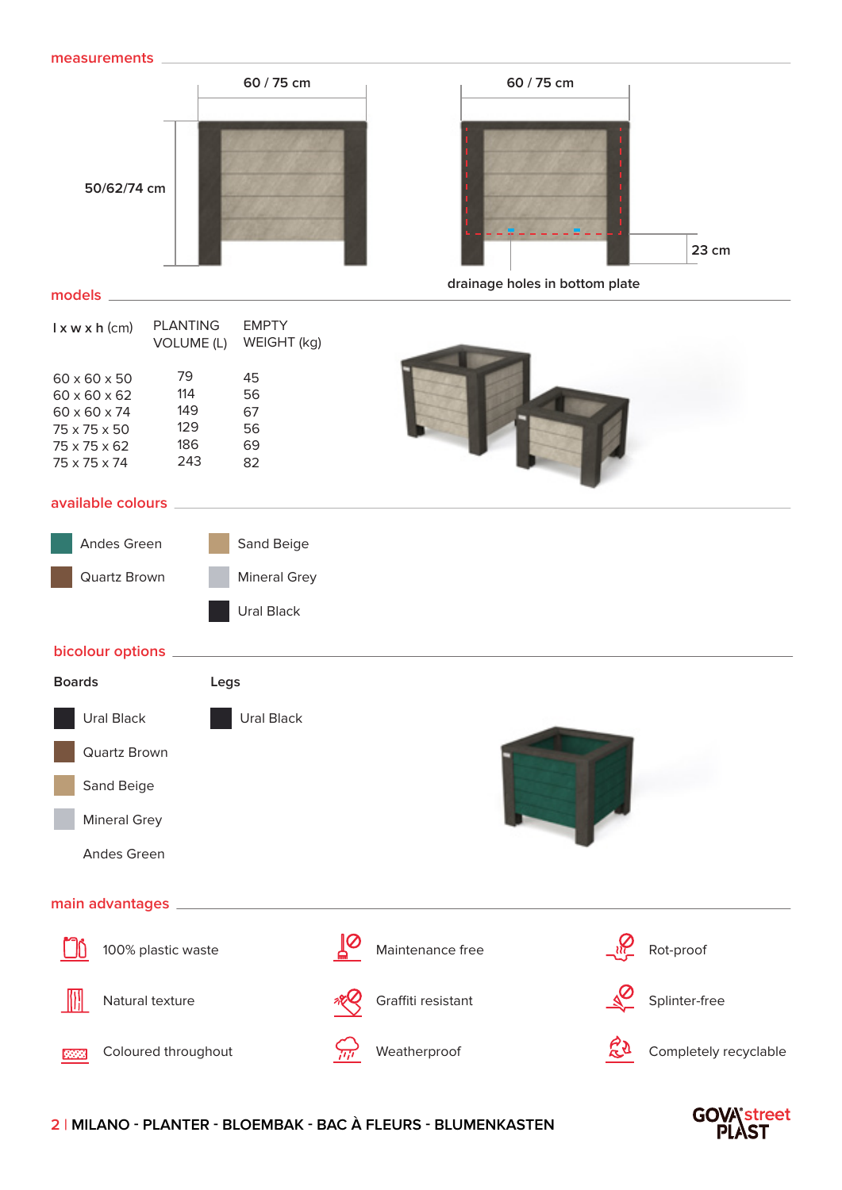## measurements

60 / 75 cm

50/62/74 cm

60 / 75 cm

23 cm

drainage holes in bottom plate

## models

| l x w x h (cm) | PLANTING VOLUME (L) | EMPTY WEIGHT (kg) |
|---|---|---|
| 60 x 60 x 50 | 79 | 45 |
| 60 x 60 x 62 | 114 | 56 |
| 60 x 60 x 74 | 149 | 67 |
| 75 x 75 x 50 | 129 | 56 |
| 75 x 75 x 62 | 186 | 69 |
| 75 x 75 x 74 | 243 | 82 |

## available colours

- Andes Green
- Quartz Brown
- Sand Beige
- Mineral Grey
- Ural Black

## bicolour options

| Boards | Legs |
|---|---|
| Ural Black | Ural Black |
| Quartz Brown | |
| Sand Beige | |
| Mineral Grey | |
| Andes Green | |

## main advantages

- 100% plastic waste
- Maintenance free
- Rot-proof
- Natural texture
- Graffiti resistant
- Splinter-free
- Coloured throughout
- Weatherproof
- Completely recyclable

**MILANO - PLANTER - BLOEMBAK - BAC À FLEURS - BLUMENKASTEN**

GOVA street PLAST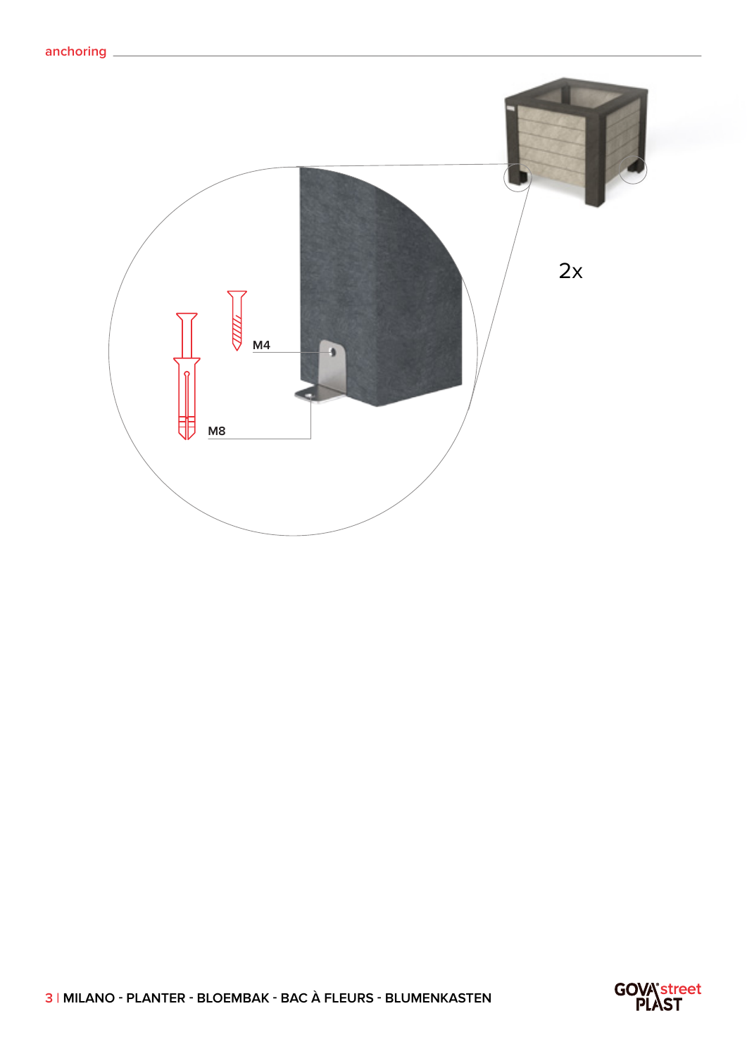## anchoring

M4

M8

2x